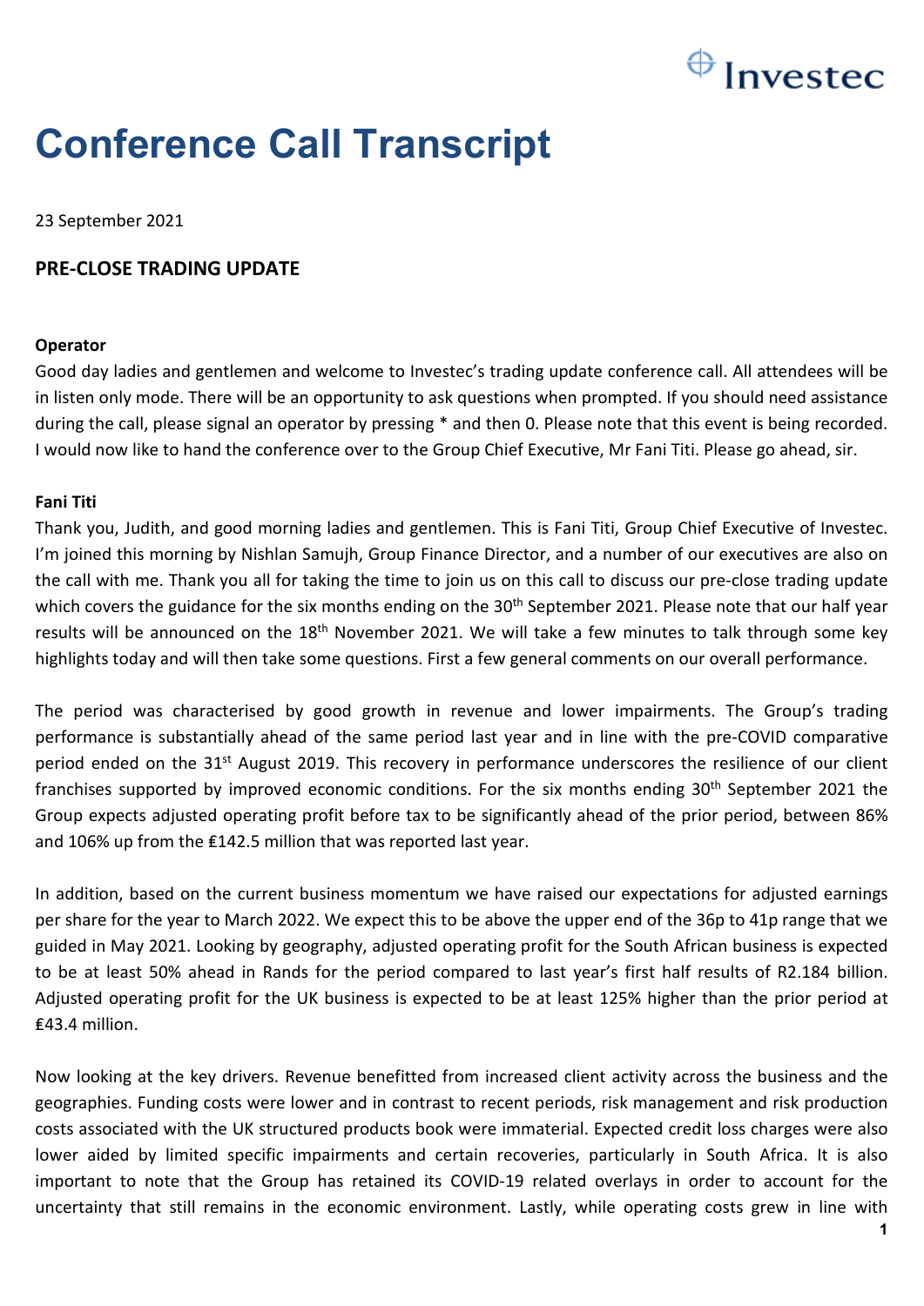# Conference Call Transcript

23 September 2021

## PRE-CLOSE TRADING UPDATE

**Operator**

Good day ladies and gentlemen and welcome to Investec's trading update conference call. All attendees will be in listen only mode. There will be an opportunity to ask questions when prompted. If you should need assistance during the call, please signal an operator by pressing * and then 0. Please note that this event is being recorded. I would now like to hand the conference over to the Group Chief Executive, Mr Fani Titi. Please go ahead, sir.

**Fani Titi**

Thank you, Judith, and good morning ladies and gentlemen. This is Fani Titi, Group Chief Executive of Investec. I'm joined this morning by Nishlan Samujh, Group Finance Director, and a number of our executives are also on the call with me. Thank you all for taking the time to join us on this call to discuss our pre-close trading update which covers the guidance for the six months ending on the 30th September 2021. Please note that our half year results will be announced on the 18th November 2021. We will take a few minutes to talk through some key highlights today and will then take some questions. First a few general comments on our overall performance.

The period was characterised by good growth in revenue and lower impairments. The Group's trading performance is substantially ahead of the same period last year and in line with the pre-COVID comparative period ended on the 31st August 2019. This recovery in performance underscores the resilience of our client franchises supported by improved economic conditions. For the six months ending 30th September 2021 the Group expects adjusted operating profit before tax to be significantly ahead of the prior period, between 86% and 106% up from the £142.5 million that was reported last year.

In addition, based on the current business momentum we have raised our expectations for adjusted earnings per share for the year to March 2022. We expect this to be above the upper end of the 36p to 41p range that we guided in May 2021. Looking by geography, adjusted operating profit for the South African business is expected to be at least 50% ahead in Rands for the period compared to last year's first half results of R2.184 billion. Adjusted operating profit for the UK business is expected to be at least 125% higher than the prior period at £43.4 million.

Now looking at the key drivers. Revenue benefitted from increased client activity across the business and the geographies. Funding costs were lower and in contrast to recent periods, risk management and risk production costs associated with the UK structured products book were immaterial. Expected credit loss charges were also lower aided by limited specific impairments and certain recoveries, particularly in South Africa. It is also important to note that the Group has retained its COVID-19 related overlays in order to account for the uncertainty that still remains in the economic environment. Lastly, while operating costs grew in line with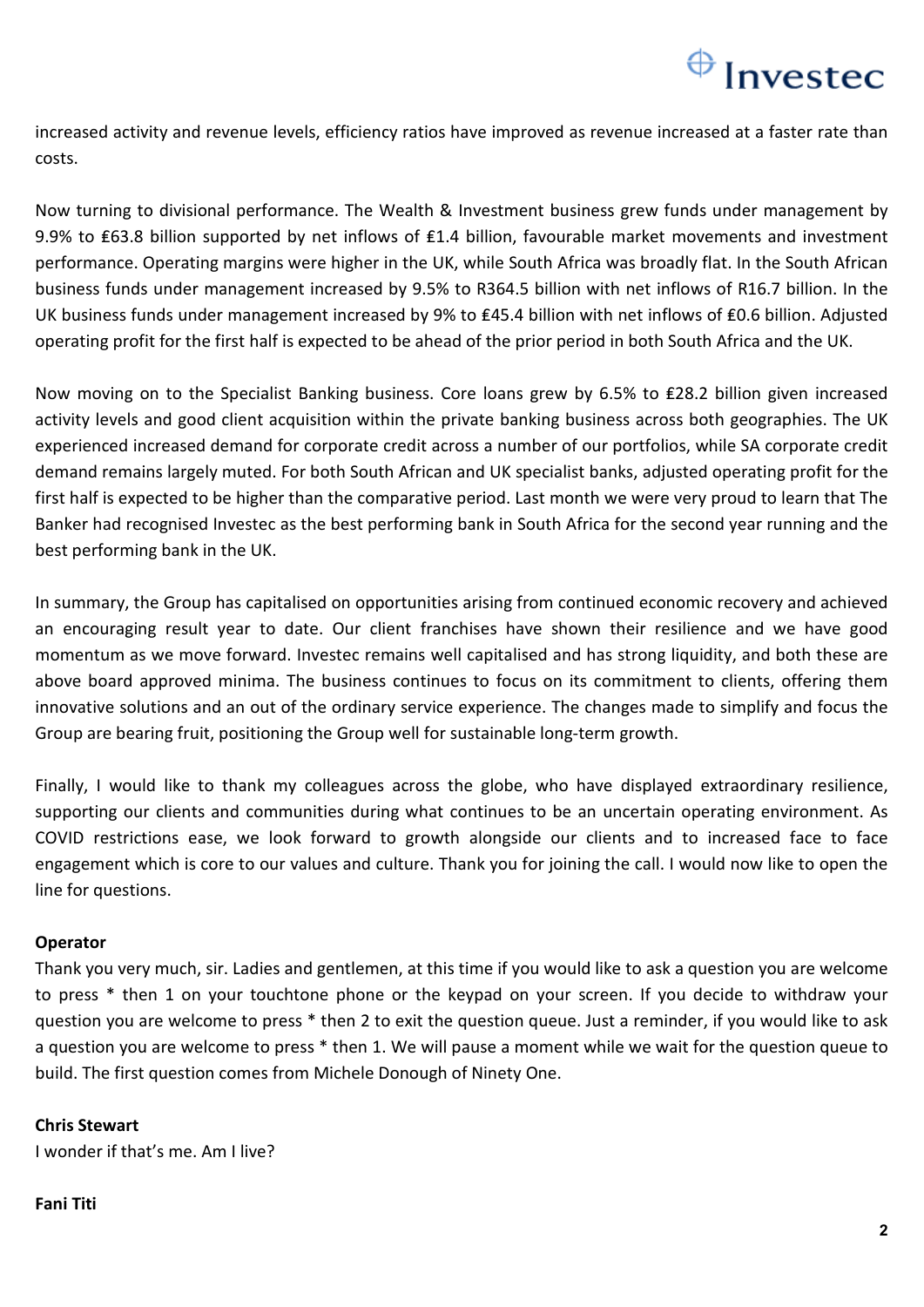increased activity and revenue levels, efficiency ratios have improved as revenue increased at a faster rate than costs.

Now turning to divisional performance. The Wealth & Investment business grew funds under management by 9.9% to £63.8 billion supported by net inflows of £1.4 billion, favourable market movements and investment performance. Operating margins were higher in the UK, while South Africa was broadly flat. In the South African business funds under management increased by 9.5% to R364.5 billion with net inflows of R16.7 billion. In the UK business funds under management increased by 9% to £45.4 billion with net inflows of £0.6 billion. Adjusted operating profit for the first half is expected to be ahead of the prior period in both South Africa and the UK.

Now moving on to the Specialist Banking business. Core loans grew by 6.5% to £28.2 billion given increased activity levels and good client acquisition within the private banking business across both geographies. The UK experienced increased demand for corporate credit across a number of our portfolios, while SA corporate credit demand remains largely muted. For both South African and UK specialist banks, adjusted operating profit for the first half is expected to be higher than the comparative period. Last month we were very proud to learn that The Banker had recognised Investec as the best performing bank in South Africa for the second year running and the best performing bank in the UK.

In summary, the Group has capitalised on opportunities arising from continued economic recovery and achieved an encouraging result year to date. Our client franchises have shown their resilience and we have good momentum as we move forward. Investec remains well capitalised and has strong liquidity, and both these are above board approved minima. The business continues to focus on its commitment to clients, offering them innovative solutions and an out of the ordinary service experience. The changes made to simplify and focus the Group are bearing fruit, positioning the Group well for sustainable long-term growth.

Finally, I would like to thank my colleagues across the globe, who have displayed extraordinary resilience, supporting our clients and communities during what continues to be an uncertain operating environment. As COVID restrictions ease, we look forward to growth alongside our clients and to increased face to face engagement which is core to our values and culture. Thank you for joining the call. I would now like to open the line for questions.

**Operator**

Thank you very much, sir. Ladies and gentlemen, at this time if you would like to ask a question you are welcome to press * then 1 on your touchtone phone or the keypad on your screen. If you decide to withdraw your question you are welcome to press * then 2 to exit the question queue. Just a reminder, if you would like to ask a question you are welcome to press * then 1. We will pause a moment while we wait for the question queue to build. The first question comes from Michele Donough of Ninety One.

**Chris Stewart**

I wonder if that's me. Am I live?

**Fani Titi**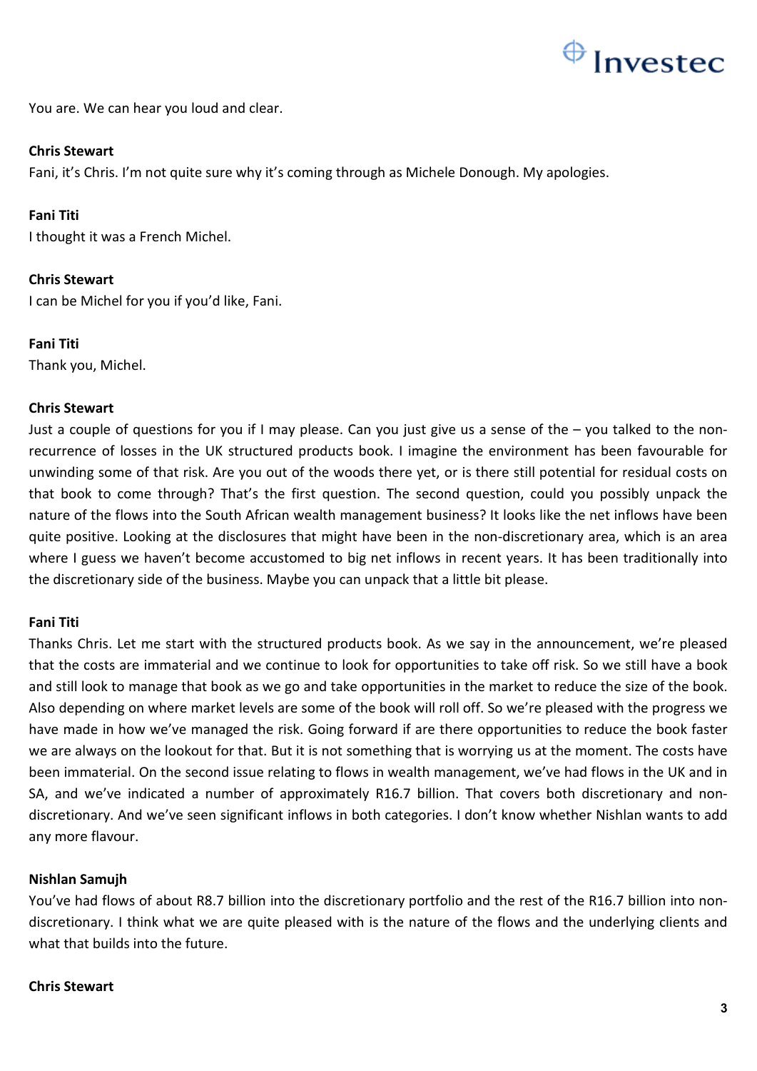You are. We can hear you loud and clear.

**Chris Stewart**
Fani, it's Chris. I'm not quite sure why it's coming through as Michele Donough. My apologies.

**Fani Titi**
I thought it was a French Michel.

**Chris Stewart**
I can be Michel for you if you'd like, Fani.

**Fani Titi**
Thank you, Michel.

**Chris Stewart**
Just a couple of questions for you if I may please. Can you just give us a sense of the – you talked to the non-recurrence of losses in the UK structured products book. I imagine the environment has been favourable for unwinding some of that risk. Are you out of the woods there yet, or is there still potential for residual costs on that book to come through? That's the first question. The second question, could you possibly unpack the nature of the flows into the South African wealth management business? It looks like the net inflows have been quite positive. Looking at the disclosures that might have been in the non-discretionary area, which is an area where I guess we haven't become accustomed to big net inflows in recent years. It has been traditionally into the discretionary side of the business. Maybe you can unpack that a little bit please.

**Fani Titi**
Thanks Chris. Let me start with the structured products book. As we say in the announcement, we're pleased that the costs are immaterial and we continue to look for opportunities to take off risk. So we still have a book and still look to manage that book as we go and take opportunities in the market to reduce the size of the book. Also depending on where market levels are some of the book will roll off. So we're pleased with the progress we have made in how we've managed the risk. Going forward if are there opportunities to reduce the book faster we are always on the lookout for that. But it is not something that is worrying us at the moment. The costs have been immaterial. On the second issue relating to flows in wealth management, we've had flows in the UK and in SA, and we've indicated a number of approximately R16.7 billion. That covers both discretionary and non-discretionary. And we've seen significant inflows in both categories. I don't know whether Nishlan wants to add any more flavour.

**Nishlan Samujh**
You've had flows of about R8.7 billion into the discretionary portfolio and the rest of the R16.7 billion into non-discretionary. I think what we are quite pleased with is the nature of the flows and the underlying clients and what that builds into the future.

**Chris Stewart**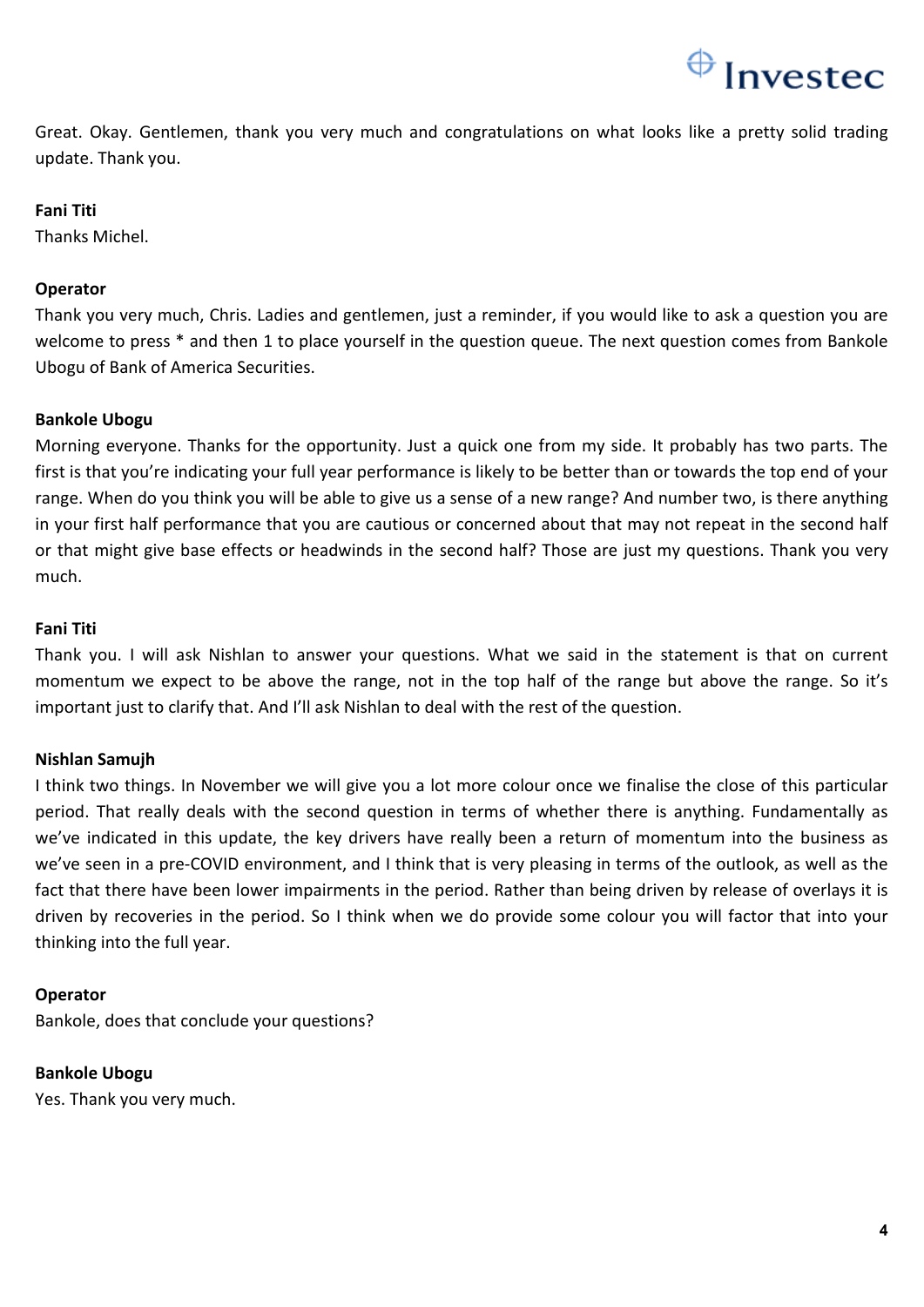Great. Okay. Gentlemen, thank you very much and congratulations on what looks like a pretty solid trading update. Thank you.

**Fani Titi**

Thanks Michel.

**Operator**

Thank you very much, Chris. Ladies and gentlemen, just a reminder, if you would like to ask a question you are welcome to press * and then 1 to place yourself in the question queue. The next question comes from Bankole Ubogu of Bank of America Securities.

**Bankole Ubogu**

Morning everyone. Thanks for the opportunity. Just a quick one from my side. It probably has two parts. The first is that you're indicating your full year performance is likely to be better than or towards the top end of your range. When do you think you will be able to give us a sense of a new range? And number two, is there anything in your first half performance that you are cautious or concerned about that may not repeat in the second half or that might give base effects or headwinds in the second half? Those are just my questions. Thank you very much.

**Fani Titi**

Thank you. I will ask Nishlan to answer your questions. What we said in the statement is that on current momentum we expect to be above the range, not in the top half of the range but above the range. So it's important just to clarify that. And I'll ask Nishlan to deal with the rest of the question.

**Nishlan Samujh**

I think two things. In November we will give you a lot more colour once we finalise the close of this particular period. That really deals with the second question in terms of whether there is anything. Fundamentally as we've indicated in this update, the key drivers have really been a return of momentum into the business as we've seen in a pre-COVID environment, and I think that is very pleasing in terms of the outlook, as well as the fact that there have been lower impairments in the period. Rather than being driven by release of overlays it is driven by recoveries in the period. So I think when we do provide some colour you will factor that into your thinking into the full year.

**Operator**

Bankole, does that conclude your questions?

**Bankole Ubogu**

Yes. Thank you very much.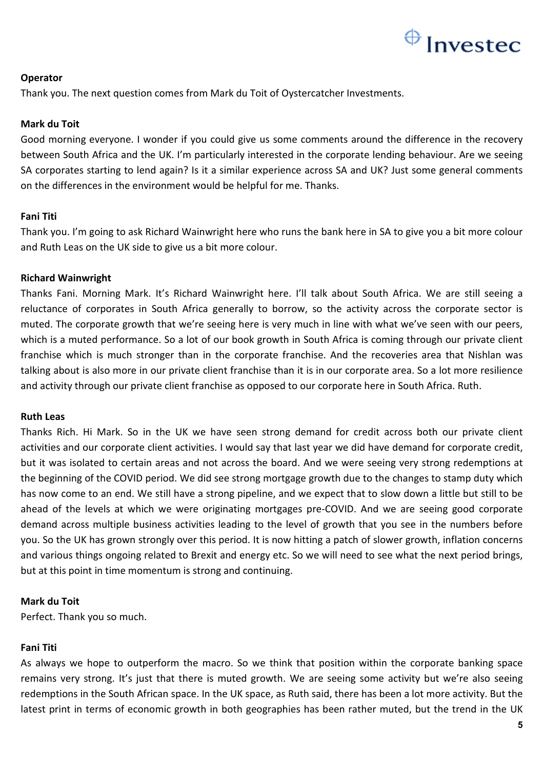**Operator**

Thank you. The next question comes from Mark du Toit of Oystercatcher Investments.

**Mark du Toit**

Good morning everyone. I wonder if you could give us some comments around the difference in the recovery between South Africa and the UK. I'm particularly interested in the corporate lending behaviour. Are we seeing SA corporates starting to lend again? Is it a similar experience across SA and UK? Just some general comments on the differences in the environment would be helpful for me. Thanks.

**Fani Titi**

Thank you. I'm going to ask Richard Wainwright here who runs the bank here in SA to give you a bit more colour and Ruth Leas on the UK side to give us a bit more colour.

**Richard Wainwright**

Thanks Fani. Morning Mark. It's Richard Wainwright here. I'll talk about South Africa. We are still seeing a reluctance of corporates in South Africa generally to borrow, so the activity across the corporate sector is muted. The corporate growth that we're seeing here is very much in line with what we've seen with our peers, which is a muted performance. So a lot of our book growth in South Africa is coming through our private client franchise which is much stronger than in the corporate franchise. And the recoveries area that Nishlan was talking about is also more in our private client franchise than it is in our corporate area. So a lot more resilience and activity through our private client franchise as opposed to our corporate here in South Africa. Ruth.

**Ruth Leas**

Thanks Rich. Hi Mark. So in the UK we have seen strong demand for credit across both our private client activities and our corporate client activities. I would say that last year we did have demand for corporate credit, but it was isolated to certain areas and not across the board. And we were seeing very strong redemptions at the beginning of the COVID period. We did see strong mortgage growth due to the changes to stamp duty which has now come to an end. We still have a strong pipeline, and we expect that to slow down a little but still to be ahead of the levels at which we were originating mortgages pre-COVID. And we are seeing good corporate demand across multiple business activities leading to the level of growth that you see in the numbers before you. So the UK has grown strongly over this period. It is now hitting a patch of slower growth, inflation concerns and various things ongoing related to Brexit and energy etc. So we will need to see what the next period brings, but at this point in time momentum is strong and continuing.

**Mark du Toit**

Perfect. Thank you so much.

**Fani Titi**

As always we hope to outperform the macro. So we think that position within the corporate banking space remains very strong. It's just that there is muted growth. We are seeing some activity but we're also seeing redemptions in the South African space. In the UK space, as Ruth said, there has been a lot more activity. But the latest print in terms of economic growth in both geographies has been rather muted, but the trend in the UK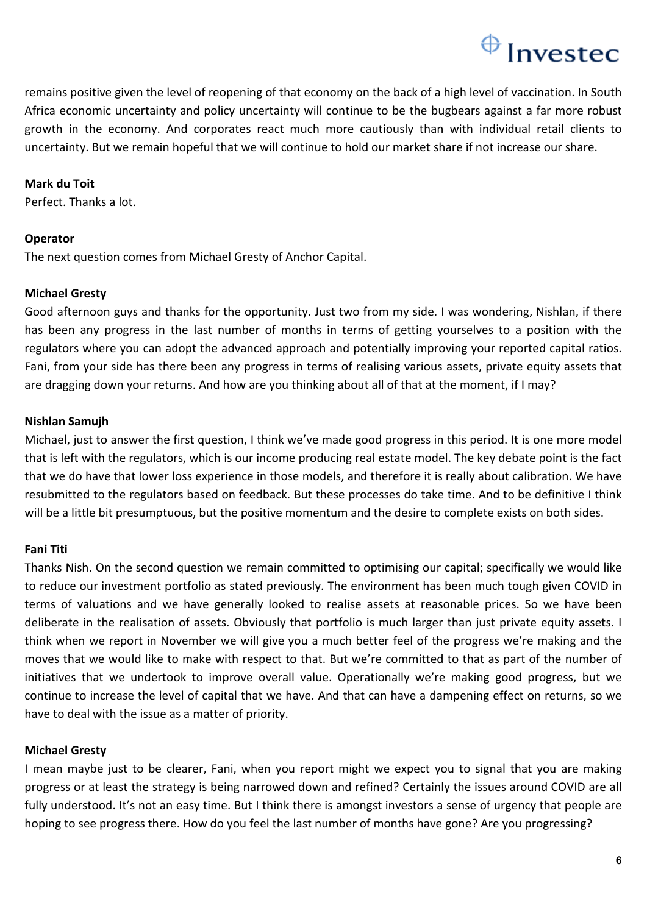remains positive given the level of reopening of that economy on the back of a high level of vaccination. In South Africa economic uncertainty and policy uncertainty will continue to be the bugbears against a far more robust growth in the economy. And corporates react much more cautiously than with individual retail clients to uncertainty. But we remain hopeful that we will continue to hold our market share if not increase our share.

**Mark du Toit**
Perfect. Thanks a lot.

**Operator**
The next question comes from Michael Gresty of Anchor Capital.

**Michael Gresty**
Good afternoon guys and thanks for the opportunity. Just two from my side. I was wondering, Nishlan, if there has been any progress in the last number of months in terms of getting yourselves to a position with the regulators where you can adopt the advanced approach and potentially improving your reported capital ratios. Fani, from your side has there been any progress in terms of realising various assets, private equity assets that are dragging down your returns. And how are you thinking about all of that at the moment, if I may?

**Nishlan Samujh**
Michael, just to answer the first question, I think we've made good progress in this period. It is one more model that is left with the regulators, which is our income producing real estate model. The key debate point is the fact that we do have that lower loss experience in those models, and therefore it is really about calibration. We have resubmitted to the regulators based on feedback. But these processes do take time. And to be definitive I think will be a little bit presumptuous, but the positive momentum and the desire to complete exists on both sides.

**Fani Titi**
Thanks Nish. On the second question we remain committed to optimising our capital; specifically we would like to reduce our investment portfolio as stated previously. The environment has been much tough given COVID in terms of valuations and we have generally looked to realise assets at reasonable prices. So we have been deliberate in the realisation of assets. Obviously that portfolio is much larger than just private equity assets. I think when we report in November we will give you a much better feel of the progress we're making and the moves that we would like to make with respect to that. But we're committed to that as part of the number of initiatives that we undertook to improve overall value. Operationally we're making good progress, but we continue to increase the level of capital that we have. And that can have a dampening effect on returns, so we have to deal with the issue as a matter of priority.

**Michael Gresty**
I mean maybe just to be clearer, Fani, when you report might we expect you to signal that you are making progress or at least the strategy is being narrowed down and refined? Certainly the issues around COVID are all fully understood. It's not an easy time. But I think there is amongst investors a sense of urgency that people are hoping to see progress there. How do you feel the last number of months have gone? Are you progressing?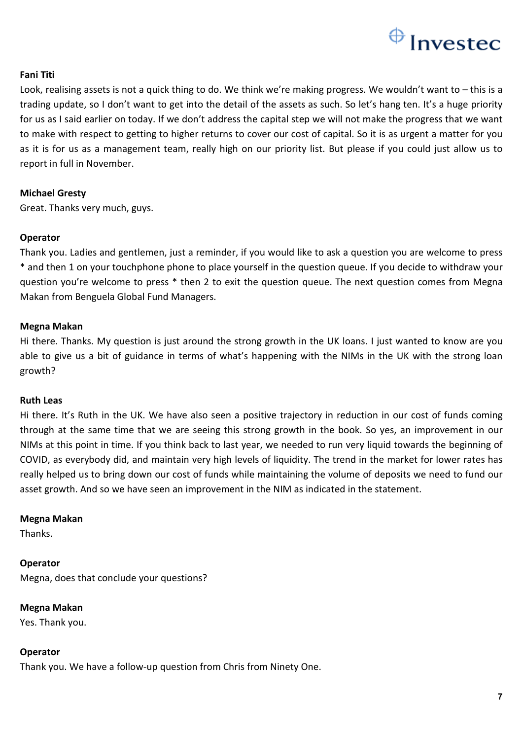**Fani Titi**

Look, realising assets is not a quick thing to do. We think we're making progress. We wouldn't want to – this is a trading update, so I don't want to get into the detail of the assets as such. So let's hang ten. It's a huge priority for us as I said earlier on today. If we don't address the capital step we will not make the progress that we want to make with respect to getting to higher returns to cover our cost of capital. So it is as urgent a matter for you as it is for us as a management team, really high on our priority list. But please if you could just allow us to report in full in November.

**Michael Gresty**

Great. Thanks very much, guys.

**Operator**

Thank you. Ladies and gentlemen, just a reminder, if you would like to ask a question you are welcome to press * and then 1 on your touchphone phone to place yourself in the question queue. If you decide to withdraw your question you're welcome to press * then 2 to exit the question queue. The next question comes from Megna Makan from Benguela Global Fund Managers.

**Megna Makan**

Hi there. Thanks. My question is just around the strong growth in the UK loans. I just wanted to know are you able to give us a bit of guidance in terms of what's happening with the NIMs in the UK with the strong loan growth?

**Ruth Leas**

Hi there. It's Ruth in the UK. We have also seen a positive trajectory in reduction in our cost of funds coming through at the same time that we are seeing this strong growth in the book. So yes, an improvement in our NIMs at this point in time. If you think back to last year, we needed to run very liquid towards the beginning of COVID, as everybody did, and maintain very high levels of liquidity. The trend in the market for lower rates has really helped us to bring down our cost of funds while maintaining the volume of deposits we need to fund our asset growth. And so we have seen an improvement in the NIM as indicated in the statement.

**Megna Makan**

Thanks.

**Operator**

Megna, does that conclude your questions?

**Megna Makan**

Yes. Thank you.

**Operator**

Thank you. We have a follow-up question from Chris from Ninety One.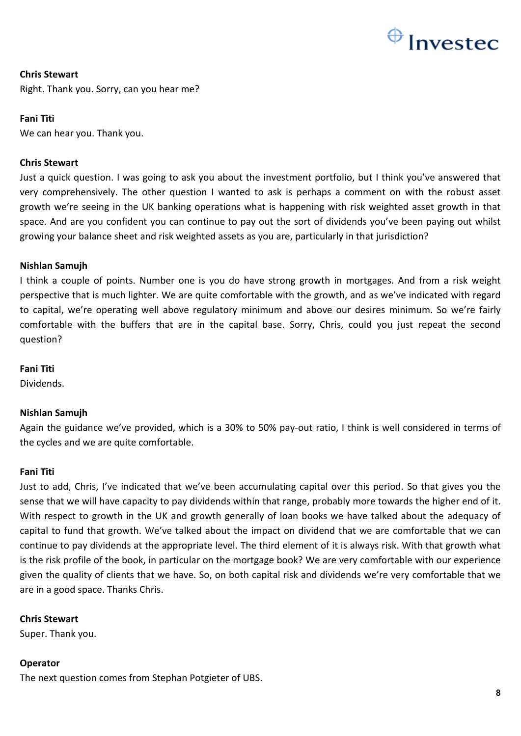**Chris Stewart**
Right. Thank you. Sorry, can you hear me?

**Fani Titi**
We can hear you. Thank you.

**Chris Stewart**
Just a quick question. I was going to ask you about the investment portfolio, but I think you've answered that very comprehensively. The other question I wanted to ask is perhaps a comment on with the robust asset growth we're seeing in the UK banking operations what is happening with risk weighted asset growth in that space. And are you confident you can continue to pay out the sort of dividends you've been paying out whilst growing your balance sheet and risk weighted assets as you are, particularly in that jurisdiction?

**Nishlan Samujh**
I think a couple of points. Number one is you do have strong growth in mortgages. And from a risk weight perspective that is much lighter. We are quite comfortable with the growth, and as we've indicated with regard to capital, we're operating well above regulatory minimum and above our desires minimum. So we're fairly comfortable with the buffers that are in the capital base. Sorry, Chris, could you just repeat the second question?

**Fani Titi**
Dividends.

**Nishlan Samujh**
Again the guidance we've provided, which is a 30% to 50% pay-out ratio, I think is well considered in terms of the cycles and we are quite comfortable.

**Fani Titi**
Just to add, Chris, I've indicated that we've been accumulating capital over this period. So that gives you the sense that we will have capacity to pay dividends within that range, probably more towards the higher end of it. With respect to growth in the UK and growth generally of loan books we have talked about the adequacy of capital to fund that growth. We've talked about the impact on dividend that we are comfortable that we can continue to pay dividends at the appropriate level. The third element of it is always risk. With that growth what is the risk profile of the book, in particular on the mortgage book? We are very comfortable with our experience given the quality of clients that we have. So, on both capital risk and dividends we're very comfortable that we are in a good space. Thanks Chris.

**Chris Stewart**
Super. Thank you.

**Operator**
The next question comes from Stephan Potgieter of UBS.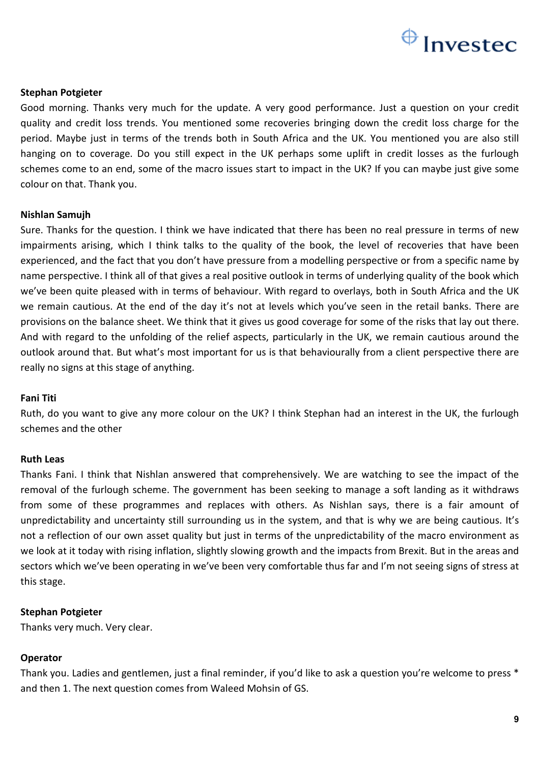**Stephan Potgieter**

Good morning. Thanks very much for the update. A very good performance. Just a question on your credit quality and credit loss trends. You mentioned some recoveries bringing down the credit loss charge for the period. Maybe just in terms of the trends both in South Africa and the UK. You mentioned you are also still hanging on to coverage. Do you still expect in the UK perhaps some uplift in credit losses as the furlough schemes come to an end, some of the macro issues start to impact in the UK? If you can maybe just give some colour on that. Thank you.

**Nishlan Samujh**

Sure. Thanks for the question. I think we have indicated that there has been no real pressure in terms of new impairments arising, which I think talks to the quality of the book, the level of recoveries that have been experienced, and the fact that you don't have pressure from a modelling perspective or from a specific name by name perspective. I think all of that gives a real positive outlook in terms of underlying quality of the book which we've been quite pleased with in terms of behaviour. With regard to overlays, both in South Africa and the UK we remain cautious. At the end of the day it's not at levels which you've seen in the retail banks. There are provisions on the balance sheet. We think that it gives us good coverage for some of the risks that lay out there. And with regard to the unfolding of the relief aspects, particularly in the UK, we remain cautious around the outlook around that. But what's most important for us is that behaviourally from a client perspective there are really no signs at this stage of anything.

**Fani Titi**

Ruth, do you want to give any more colour on the UK? I think Stephan had an interest in the UK, the furlough schemes and the other

**Ruth Leas**

Thanks Fani. I think that Nishlan answered that comprehensively. We are watching to see the impact of the removal of the furlough scheme. The government has been seeking to manage a soft landing as it withdraws from some of these programmes and replaces with others. As Nishlan says, there is a fair amount of unpredictability and uncertainty still surrounding us in the system, and that is why we are being cautious. It's not a reflection of our own asset quality but just in terms of the unpredictability of the macro environment as we look at it today with rising inflation, slightly slowing growth and the impacts from Brexit. But in the areas and sectors which we've been operating in we've been very comfortable thus far and I'm not seeing signs of stress at this stage.

**Stephan Potgieter**

Thanks very much. Very clear.

**Operator**

Thank you. Ladies and gentlemen, just a final reminder, if you'd like to ask a question you're welcome to press * and then 1. The next question comes from Waleed Mohsin of GS.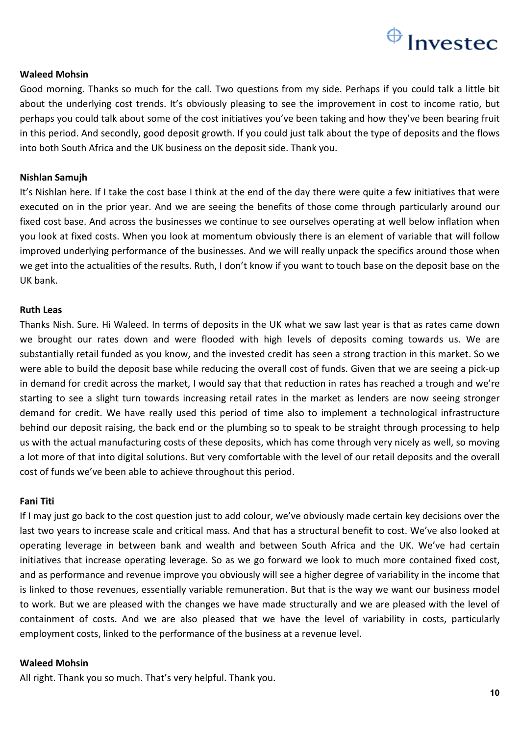**Waleed Mohsin**

Good morning. Thanks so much for the call. Two questions from my side. Perhaps if you could talk a little bit about the underlying cost trends. It's obviously pleasing to see the improvement in cost to income ratio, but perhaps you could talk about some of the cost initiatives you've been taking and how they've been bearing fruit in this period. And secondly, good deposit growth. If you could just talk about the type of deposits and the flows into both South Africa and the UK business on the deposit side. Thank you.

**Nishlan Samujh**

It's Nishlan here. If I take the cost base I think at the end of the day there were quite a few initiatives that were executed on in the prior year. And we are seeing the benefits of those come through particularly around our fixed cost base. And across the businesses we continue to see ourselves operating at well below inflation when you look at fixed costs. When you look at momentum obviously there is an element of variable that will follow improved underlying performance of the businesses. And we will really unpack the specifics around those when we get into the actualities of the results. Ruth, I don't know if you want to touch base on the deposit base on the UK bank.

**Ruth Leas**

Thanks Nish. Sure. Hi Waleed. In terms of deposits in the UK what we saw last year is that as rates came down we brought our rates down and were flooded with high levels of deposits coming towards us. We are substantially retail funded as you know, and the invested credit has seen a strong traction in this market. So we were able to build the deposit base while reducing the overall cost of funds. Given that we are seeing a pick-up in demand for credit across the market, I would say that that reduction in rates has reached a trough and we're starting to see a slight turn towards increasing retail rates in the market as lenders are now seeing stronger demand for credit. We have really used this period of time also to implement a technological infrastructure behind our deposit raising, the back end or the plumbing so to speak to be straight through processing to help us with the actual manufacturing costs of these deposits, which has come through very nicely as well, so moving a lot more of that into digital solutions. But very comfortable with the level of our retail deposits and the overall cost of funds we've been able to achieve throughout this period.

**Fani Titi**

If I may just go back to the cost question just to add colour, we've obviously made certain key decisions over the last two years to increase scale and critical mass. And that has a structural benefit to cost. We've also looked at operating leverage in between bank and wealth and between South Africa and the UK. We've had certain initiatives that increase operating leverage. So as we go forward we look to much more contained fixed cost, and as performance and revenue improve you obviously will see a higher degree of variability in the income that is linked to those revenues, essentially variable remuneration. But that is the way we want our business model to work. But we are pleased with the changes we have made structurally and we are pleased with the level of containment of costs. And we are also pleased that we have the level of variability in costs, particularly employment costs, linked to the performance of the business at a revenue level.

**Waleed Mohsin**

All right. Thank you so much. That's very helpful. Thank you.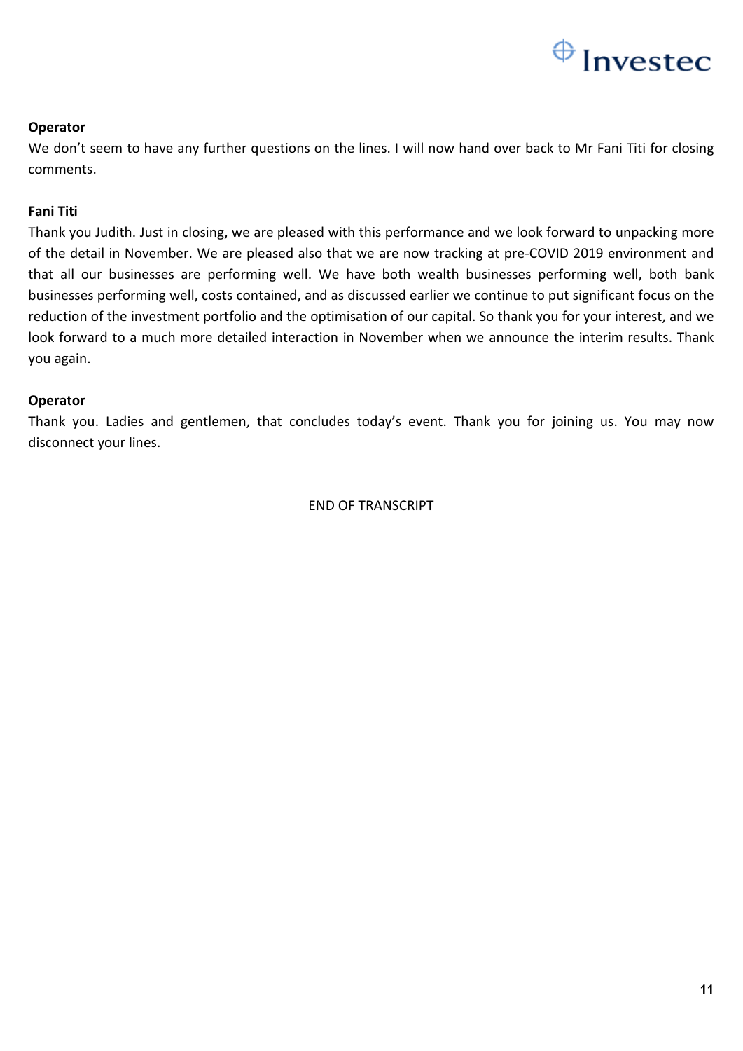**Operator**

We don't seem to have any further questions on the lines. I will now hand over back to Mr Fani Titi for closing comments.

**Fani Titi**

Thank you Judith. Just in closing, we are pleased with this performance and we look forward to unpacking more of the detail in November. We are pleased also that we are now tracking at pre-COVID 2019 environment and that all our businesses are performing well. We have both wealth businesses performing well, both bank businesses performing well, costs contained, and as discussed earlier we continue to put significant focus on the reduction of the investment portfolio and the optimisation of our capital. So thank you for your interest, and we look forward to a much more detailed interaction in November when we announce the interim results. Thank you again.

**Operator**

Thank you. Ladies and gentlemen, that concludes today's event. Thank you for joining us. You may now disconnect your lines.

END OF TRANSCRIPT